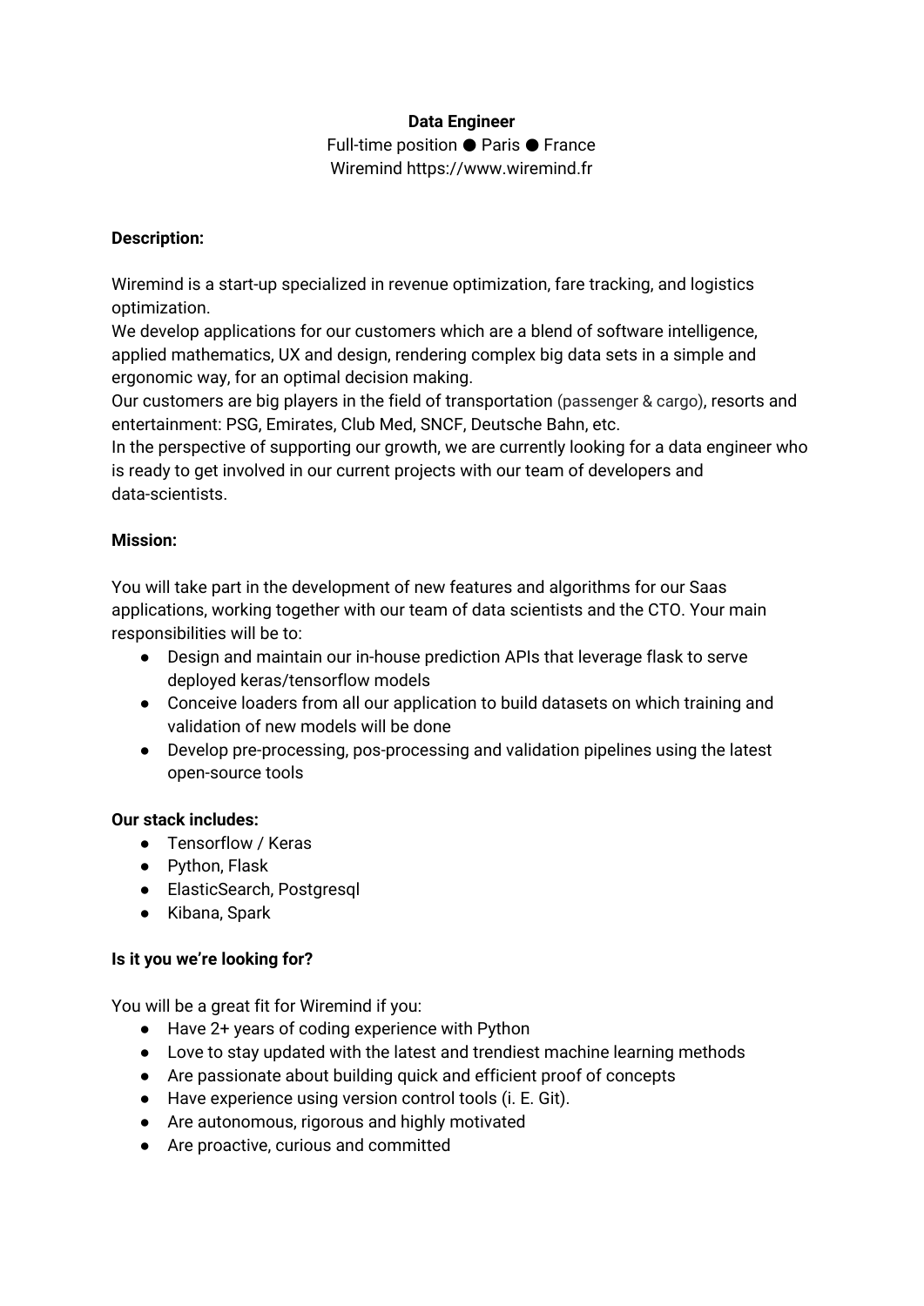**Data Engineer**

Full-time position ● Paris ● France

Wiremind https://www.wiremind.fr

**Description:**

Wiremind is a start-up specialized in revenue optimization, fare tracking, and logistics optimization.
We develop applications for our customers which are a blend of software intelligence, applied mathematics, UX and design, rendering complex big data sets in a simple and ergonomic way, for an optimal decision making.
Our customers are big players in the field of transportation (passenger & cargo), resorts and entertainment: PSG, Emirates, Club Med, SNCF, Deutsche Bahn, etc.
In the perspective of supporting our growth, we are currently looking for a data engineer who is ready to get involved in our current projects with our team of developers and data-scientists.

**Mission:**

You will take part in the development of new features and algorithms for our Saas applications, working together with our team of data scientists and the CTO. Your main responsibilities will be to:

- Design and maintain our in-house prediction APIs that leverage flask to serve deployed keras/tensorflow models
- Conceive loaders from all our application to build datasets on which training and validation of new models will be done
- Develop pre-processing, pos-processing and validation pipelines using the latest open-source tools

**Our stack includes:**

- Tensorflow / Keras
- Python, Flask
- ElasticSearch, Postgresql
- Kibana, Spark

**Is it you we're looking for?**

You will be a great fit for Wiremind if you:

- Have 2+ years of coding experience with Python
- Love to stay updated with the latest and trendiest machine learning methods
- Are passionate about building quick and efficient proof of concepts
- Have experience using version control tools (i. E. Git).
- Are autonomous, rigorous and highly motivated
- Are proactive, curious and committed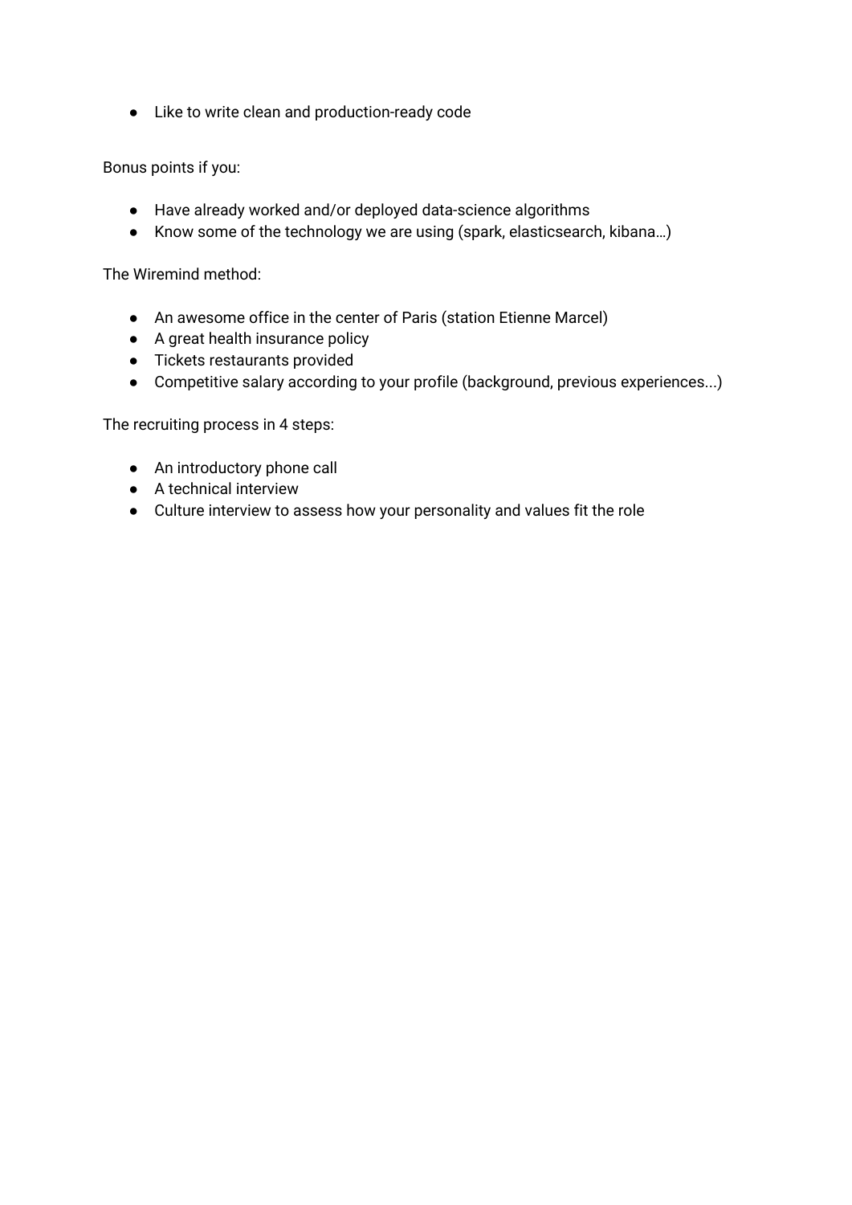- Like to write clean and production-ready code

Bonus points if you:

- Have already worked and/or deployed data-science algorithms
- Know some of the technology we are using (spark, elasticsearch, kibana…)

The Wiremind method:

- An awesome office in the center of Paris (station Etienne Marcel)
- A great health insurance policy
- Tickets restaurants provided
- Competitive salary according to your profile (background, previous experiences...)

The recruiting process in 4 steps:

- An introductory phone call
- A technical interview
- Culture interview to assess how your personality and values fit the role